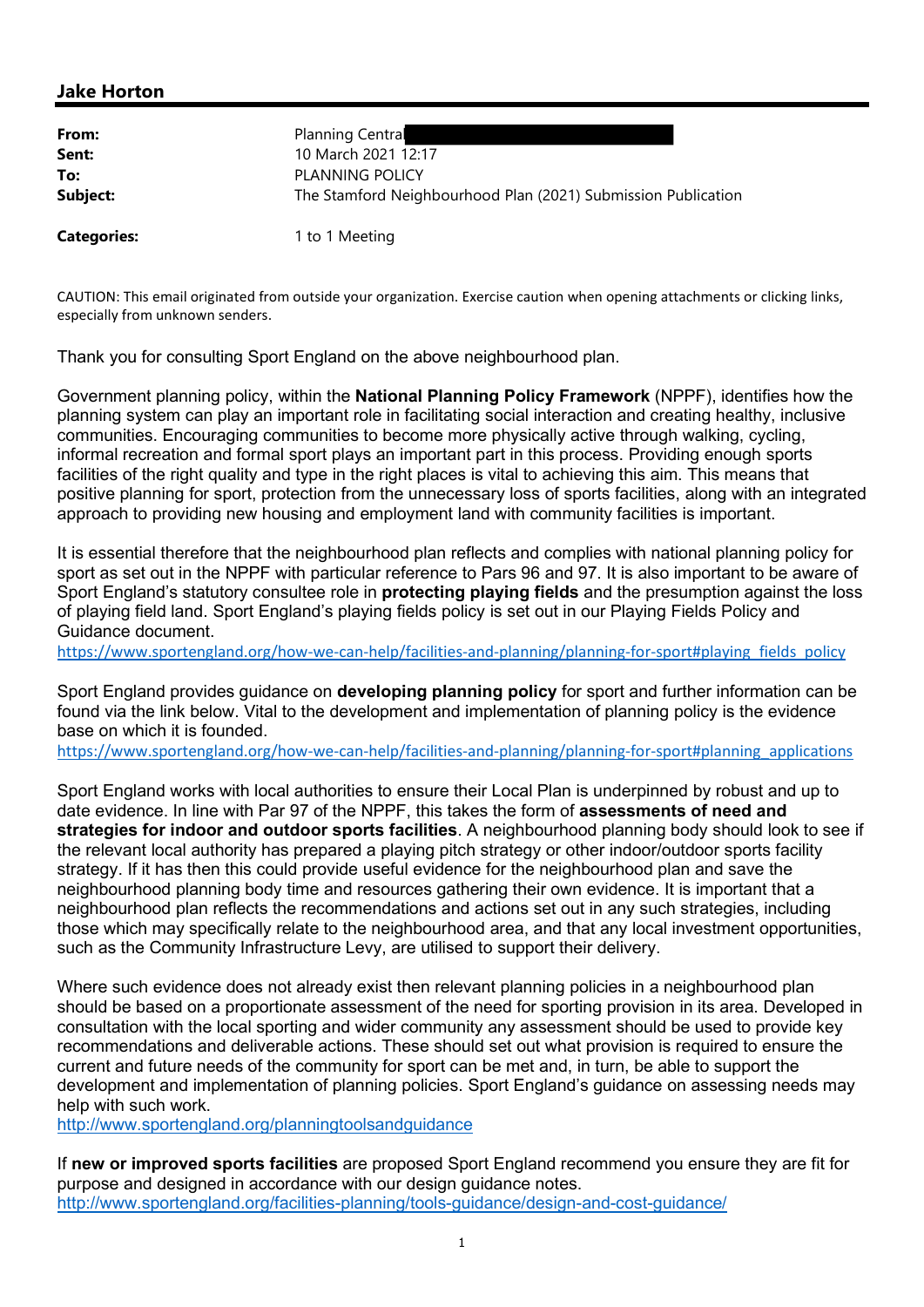## Jake Horton

| | |
|---|---|
| **From:** | Planning Central |
| **Sent:** | 10 March 2021 12:17 |
| **To:** | PLANNING POLICY |
| **Subject:** | The Stamford Neighbourhood Plan (2021) Submission Publication |
| | |
| **Categories:** | 1 to 1 Meeting |

CAUTION: This email originated from outside your organization. Exercise caution when opening attachments or clicking links, especially from unknown senders.

Thank you for consulting Sport England on the above neighbourhood plan.

Government planning policy, within the **National Planning Policy Framework** (NPPF), identifies how the planning system can play an important role in facilitating social interaction and creating healthy, inclusive communities. Encouraging communities to become more physically active through walking, cycling, informal recreation and formal sport plays an important part in this process. Providing enough sports facilities of the right quality and type in the right places is vital to achieving this aim. This means that positive planning for sport, protection from the unnecessary loss of sports facilities, along with an integrated approach to providing new housing and employment land with community facilities is important.

It is essential therefore that the neighbourhood plan reflects and complies with national planning policy for sport as set out in the NPPF with particular reference to Pars 96 and 97. It is also important to be aware of Sport England's statutory consultee role in **protecting playing fields** and the presumption against the loss of playing field land. Sport England's playing fields policy is set out in our Playing Fields Policy and Guidance document.
https://www.sportengland.org/how-we-can-help/facilities-and-planning/planning-for-sport#playing_fields_policy

Sport England provides guidance on **developing planning policy** for sport and further information can be found via the link below. Vital to the development and implementation of planning policy is the evidence base on which it is founded.
https://www.sportengland.org/how-we-can-help/facilities-and-planning/planning-for-sport#planning_applications

Sport England works with local authorities to ensure their Local Plan is underpinned by robust and up to date evidence. In line with Par 97 of the NPPF, this takes the form of **assessments of need and strategies for indoor and outdoor sports facilities**. A neighbourhood planning body should look to see if the relevant local authority has prepared a playing pitch strategy or other indoor/outdoor sports facility strategy. If it has then this could provide useful evidence for the neighbourhood plan and save the neighbourhood planning body time and resources gathering their own evidence. It is important that a neighbourhood plan reflects the recommendations and actions set out in any such strategies, including those which may specifically relate to the neighbourhood area, and that any local investment opportunities, such as the Community Infrastructure Levy, are utilised to support their delivery.

Where such evidence does not already exist then relevant planning policies in a neighbourhood plan should be based on a proportionate assessment of the need for sporting provision in its area. Developed in consultation with the local sporting and wider community any assessment should be used to provide key recommendations and deliverable actions. These should set out what provision is required to ensure the current and future needs of the community for sport can be met and, in turn, be able to support the development and implementation of planning policies. Sport England's guidance on assessing needs may help with such work.
http://www.sportengland.org/planningtoolsandguidance

If **new or improved sports facilities** are proposed Sport England recommend you ensure they are fit for purpose and designed in accordance with our design guidance notes.
http://www.sportengland.org/facilities-planning/tools-guidance/design-and-cost-guidance/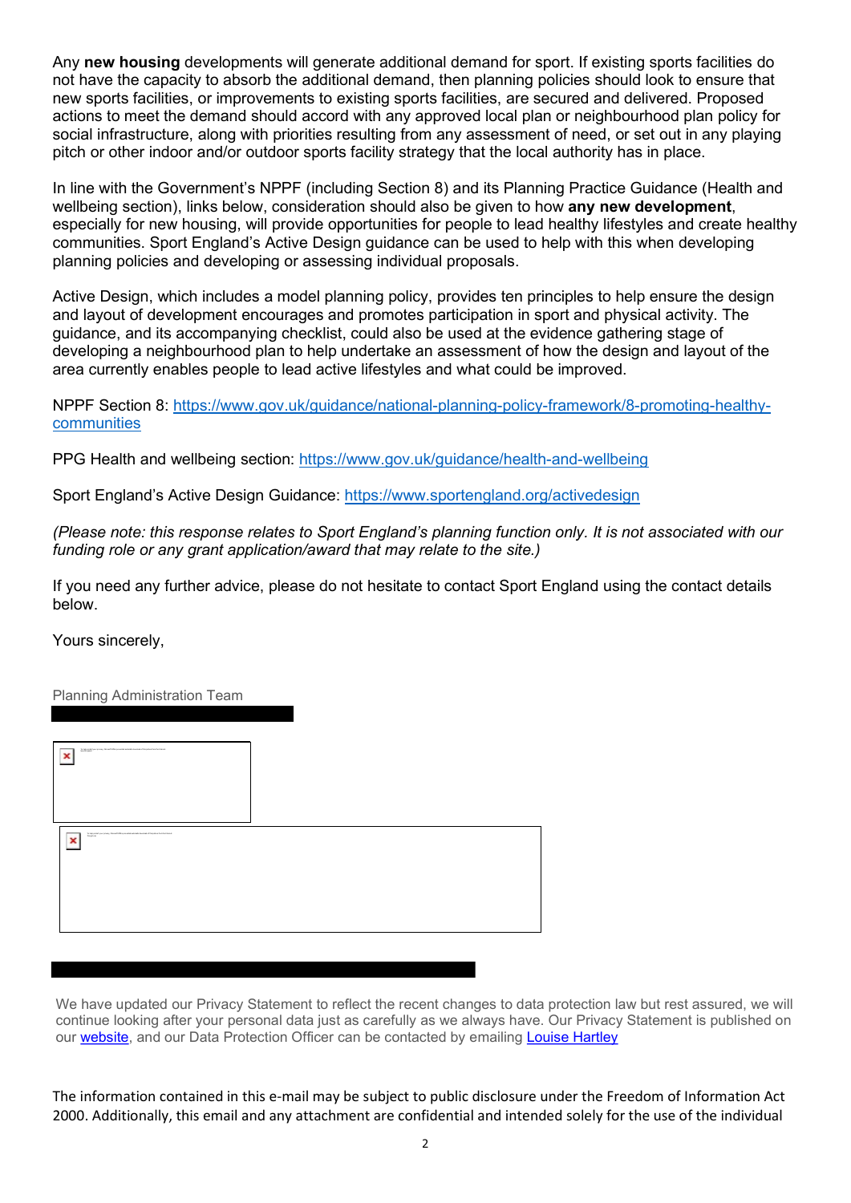Any **new housing** developments will generate additional demand for sport. If existing sports facilities do not have the capacity to absorb the additional demand, then planning policies should look to ensure that new sports facilities, or improvements to existing sports facilities, are secured and delivered. Proposed actions to meet the demand should accord with any approved local plan or neighbourhood plan policy for social infrastructure, along with priorities resulting from any assessment of need, or set out in any playing pitch or other indoor and/or outdoor sports facility strategy that the local authority has in place.

In line with the Government's NPPF (including Section 8) and its Planning Practice Guidance (Health and wellbeing section), links below, consideration should also be given to how **any new development**, especially for new housing, will provide opportunities for people to lead healthy lifestyles and create healthy communities. Sport England's Active Design guidance can be used to help with this when developing planning policies and developing or assessing individual proposals.

Active Design, which includes a model planning policy, provides ten principles to help ensure the design and layout of development encourages and promotes participation in sport and physical activity. The guidance, and its accompanying checklist, could also be used at the evidence gathering stage of developing a neighbourhood plan to help undertake an assessment of how the design and layout of the area currently enables people to lead active lifestyles and what could be improved.

NPPF Section 8: [https://www.gov.uk/guidance/national-planning-policy-framework/8-promoting-healthy-communities](https://www.gov.uk/guidance/national-planning-policy-framework/8-promoting-healthy-communities)

PPG Health and wellbeing section: [https://www.gov.uk/guidance/health-and-wellbeing](https://www.gov.uk/guidance/health-and-wellbeing)

Sport England's Active Design Guidance: [https://www.sportengland.org/activedesign](https://www.sportengland.org/activedesign)

*(Please note: this response relates to Sport England's planning function only. It is not associated with our funding role or any grant application/award that may relate to the site.)*

If you need any further advice, please do not hesitate to contact Sport England using the contact details below.

Yours sincerely,

Planning Administration Team

We have updated our Privacy Statement to reflect the recent changes to data protection law but rest assured, we will continue looking after your personal data just as carefully as we always have. Our Privacy Statement is published on our website, and our Data Protection Officer can be contacted by emailing Louise Hartley

The information contained in this e-mail may be subject to public disclosure under the Freedom of Information Act 2000. Additionally, this email and any attachment are confidential and intended solely for the use of the individual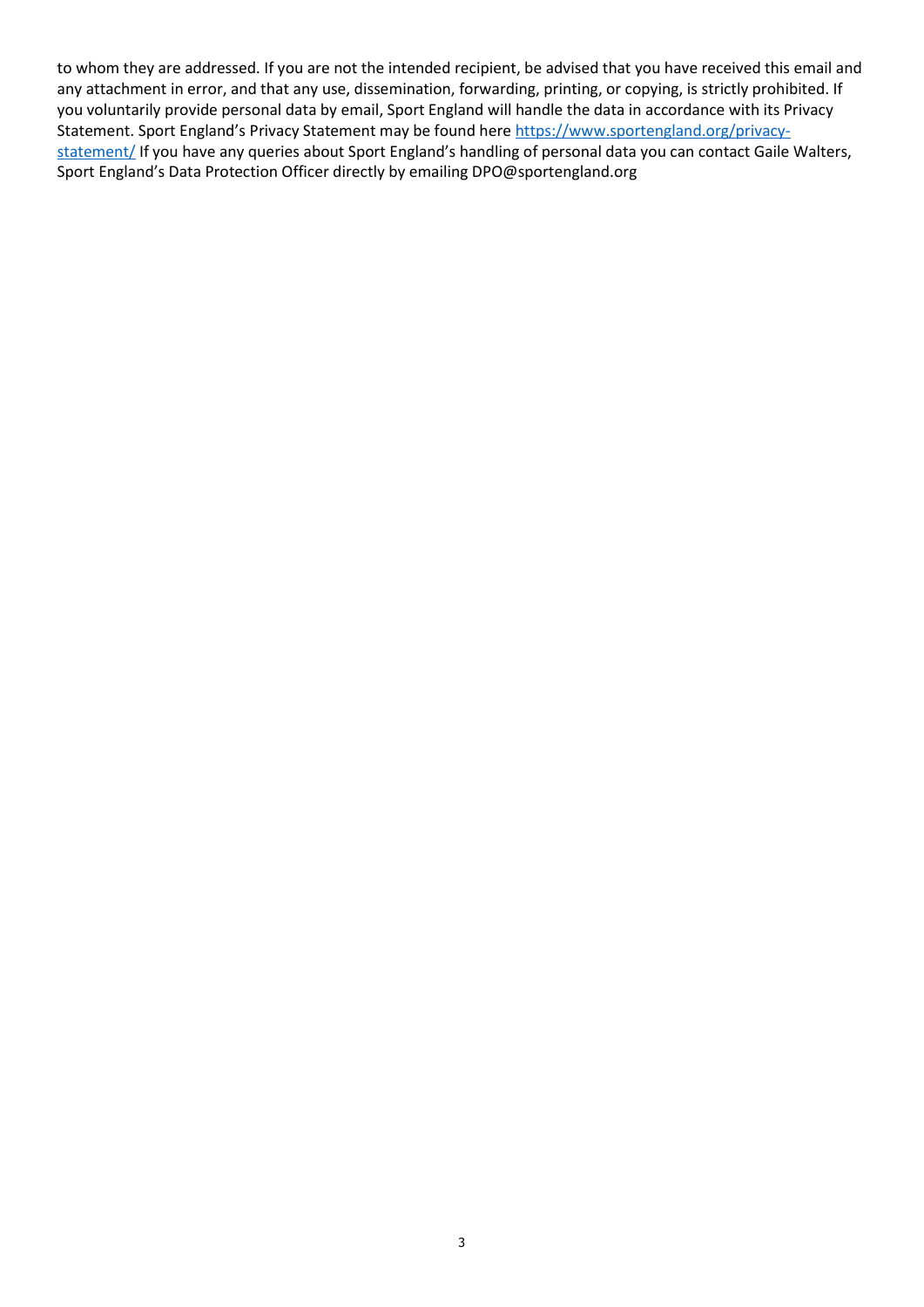to whom they are addressed. If you are not the intended recipient, be advised that you have received this email and any attachment in error, and that any use, dissemination, forwarding, printing, or copying, is strictly prohibited. If you voluntarily provide personal data by email, Sport England will handle the data in accordance with its Privacy Statement. Sport England's Privacy Statement may be found here [https://www.sportengland.org/privacy-statement/](https://www.sportengland.org/privacy-statement/) If you have any queries about Sport England's handling of personal data you can contact Gaile Walters, Sport England's Data Protection Officer directly by emailing DPO@sportengland.org